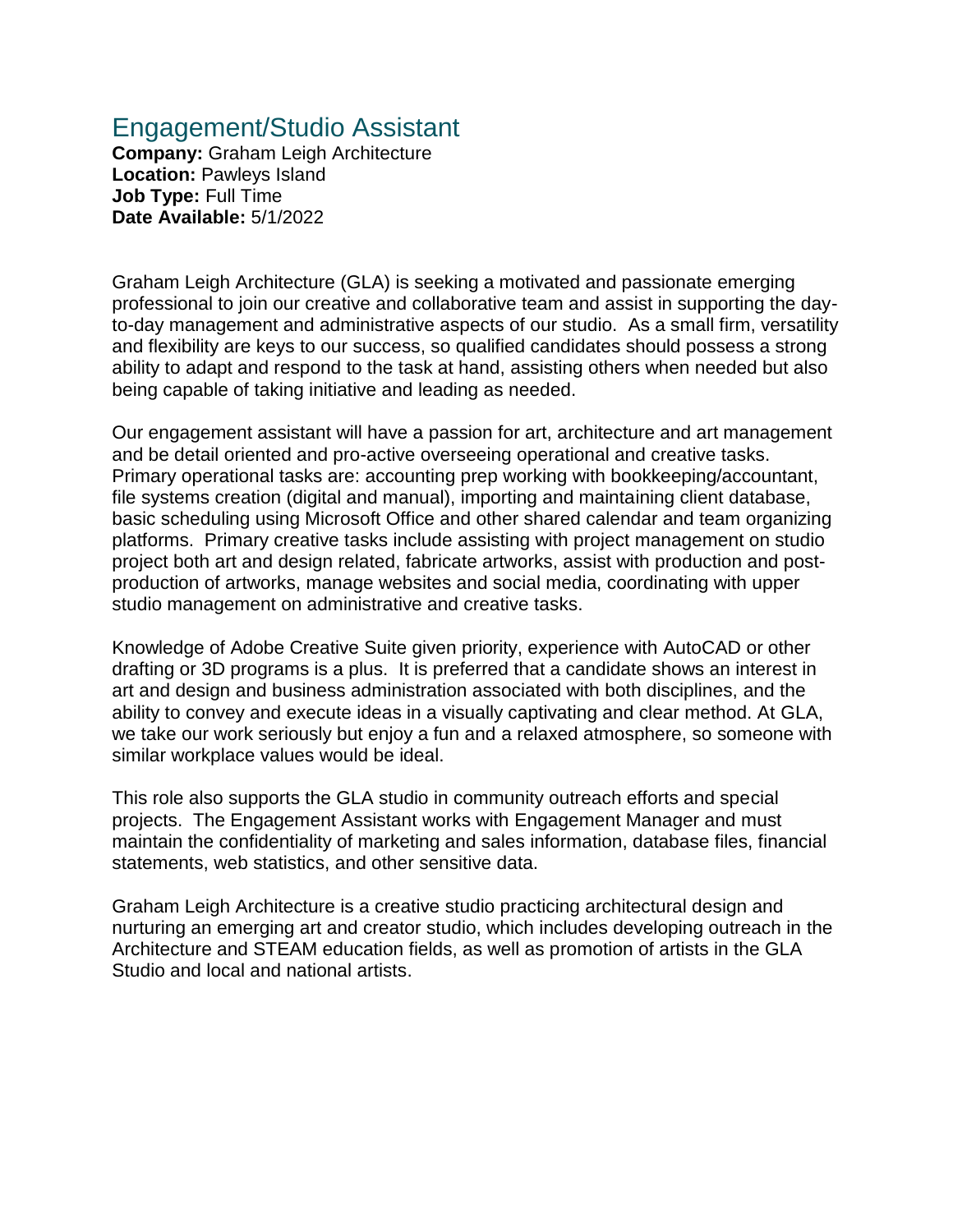# Engagement/Studio Assistant

**Company:** Graham Leigh Architecture
**Location:** Pawleys Island
**Job Type:** Full Time
**Date Available:** 5/1/2022

Graham Leigh Architecture (GLA) is seeking a motivated and passionate emerging professional to join our creative and collaborative team and assist in supporting the day-to-day management and administrative aspects of our studio. As a small firm, versatility and flexibility are keys to our success, so qualified candidates should possess a strong ability to adapt and respond to the task at hand, assisting others when needed but also being capable of taking initiative and leading as needed.

Our engagement assistant will have a passion for art, architecture and art management and be detail oriented and pro-active overseeing operational and creative tasks. Primary operational tasks are: accounting prep working with bookkeeping/accountant, file systems creation (digital and manual), importing and maintaining client database, basic scheduling using Microsoft Office and other shared calendar and team organizing platforms. Primary creative tasks include assisting with project management on studio project both art and design related, fabricate artworks, assist with production and post-production of artworks, manage websites and social media, coordinating with upper studio management on administrative and creative tasks.

Knowledge of Adobe Creative Suite given priority, experience with AutoCAD or other drafting or 3D programs is a plus. It is preferred that a candidate shows an interest in art and design and business administration associated with both disciplines, and the ability to convey and execute ideas in a visually captivating and clear method. At GLA, we take our work seriously but enjoy a fun and a relaxed atmosphere, so someone with similar workplace values would be ideal.

This role also supports the GLA studio in community outreach efforts and special projects. The Engagement Assistant works with Engagement Manager and must maintain the confidentiality of marketing and sales information, database files, financial statements, web statistics, and other sensitive data.

Graham Leigh Architecture is a creative studio practicing architectural design and nurturing an emerging art and creator studio, which includes developing outreach in the Architecture and STEAM education fields, as well as promotion of artists in the GLA Studio and local and national artists.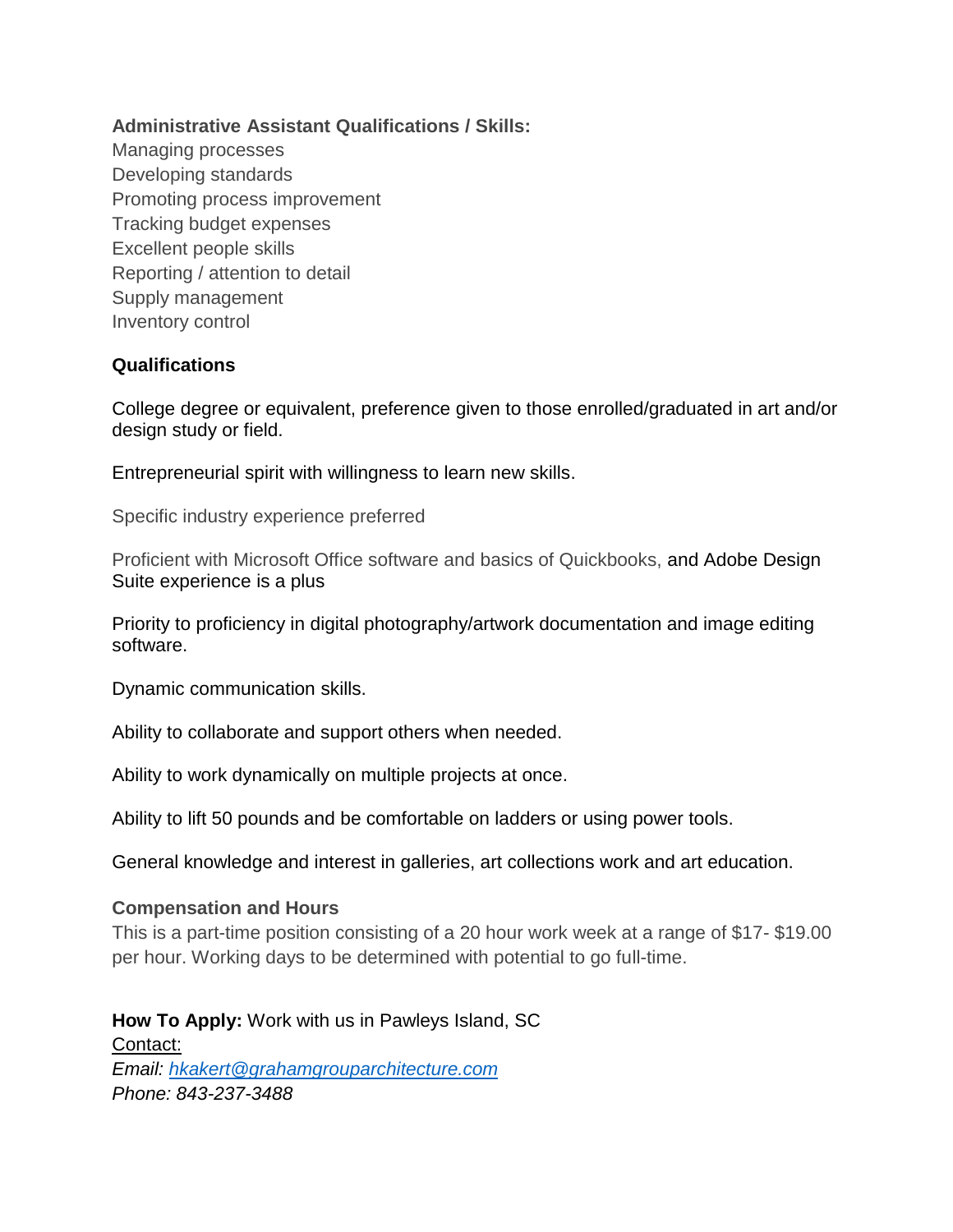**Administrative Assistant Qualifications / Skills:**
Managing processes
Developing standards
Promoting process improvement
Tracking budget expenses
Excellent people skills
Reporting / attention to detail
Supply management
Inventory control

**Qualifications**

College degree or equivalent, preference given to those enrolled/graduated in art and/or design study or field.

Entrepreneurial spirit with willingness to learn new skills.

Specific industry experience preferred

Proficient with Microsoft Office software and basics of Quickbooks, and Adobe Design Suite experience is a plus

Priority to proficiency in digital photography/artwork documentation and image editing software.

Dynamic communication skills.

Ability to collaborate and support others when needed.

Ability to work dynamically on multiple projects at once.

Ability to lift 50 pounds and be comfortable on ladders or using power tools.

General knowledge and interest in galleries, art collections work and art education.

**Compensation and Hours**
This is a part-time position consisting of a 20 hour work week at a range of $17- $19.00 per hour. Working days to be determined with potential to go full-time.

**How To Apply:** Work with us in Pawleys Island, SC
Contact:
*Email: hkakert@grahamgrouparchitecture.com*
*Phone: 843-237-3488*